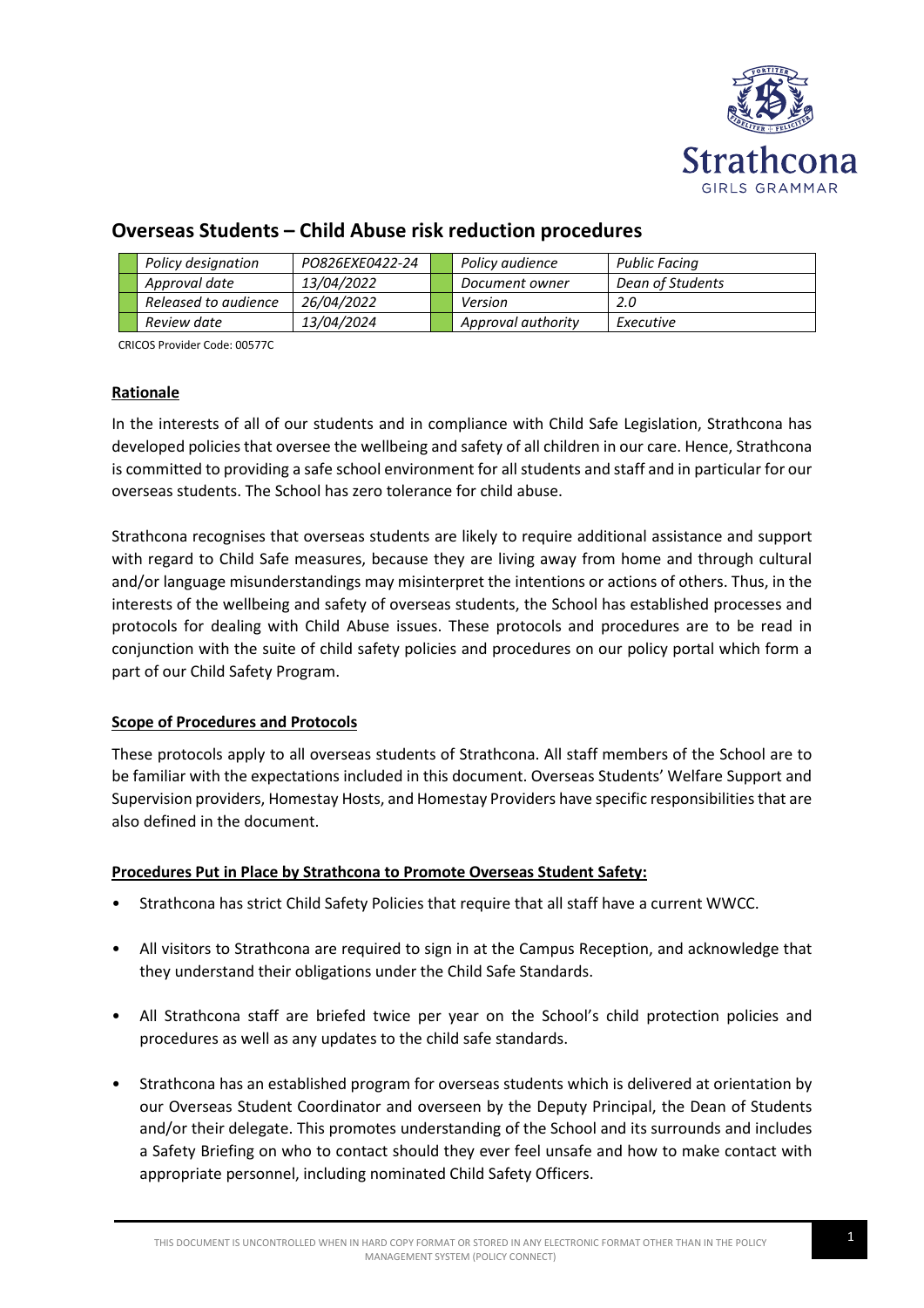# Overseas Students – Child Abuse risk reduction procedures

| | Policy designation | PO826EXE0422-24 | | Policy audience | Public Facing |
|---|---|---|---|---|---|
| | Approval date | 13/04/2022 | | Document owner | Dean of Students |
| | Released to audience | 26/04/2022 | | Version | 2.0 |
| | Review date | 13/04/2024 | | Approval authority | Executive |

CRICOS Provider Code: 00577C

## Rationale

In the interests of all of our students and in compliance with Child Safe Legislation, Strathcona has developed policies that oversee the wellbeing and safety of all children in our care. Hence, Strathcona is committed to providing a safe school environment for all students and staff and in particular for our overseas students. The School has zero tolerance for child abuse.

Strathcona recognises that overseas students are likely to require additional assistance and support with regard to Child Safe measures, because they are living away from home and through cultural and/or language misunderstandings may misinterpret the intentions or actions of others. Thus, in the interests of the wellbeing and safety of overseas students, the School has established processes and protocols for dealing with Child Abuse issues. These protocols and procedures are to be read in conjunction with the suite of child safety policies and procedures on our policy portal which form a part of our Child Safety Program.

## Scope of Procedures and Protocols

These protocols apply to all overseas students of Strathcona. All staff members of the School are to be familiar with the expectations included in this document. Overseas Students' Welfare Support and Supervision providers, Homestay Hosts, and Homestay Providers have specific responsibilities that are also defined in the document.

## Procedures Put in Place by Strathcona to Promote Overseas Student Safety:

- Strathcona has strict Child Safety Policies that require that all staff have a current WWCC.
- All visitors to Strathcona are required to sign in at the Campus Reception, and acknowledge that they understand their obligations under the Child Safe Standards.
- All Strathcona staff are briefed twice per year on the School's child protection policies and procedures as well as any updates to the child safe standards.
- Strathcona has an established program for overseas students which is delivered at orientation by our Overseas Student Coordinator and overseen by the Deputy Principal, the Dean of Students and/or their delegate. This promotes understanding of the School and its surrounds and includes a Safety Briefing on who to contact should they ever feel unsafe and how to make contact with appropriate personnel, including nominated Child Safety Officers.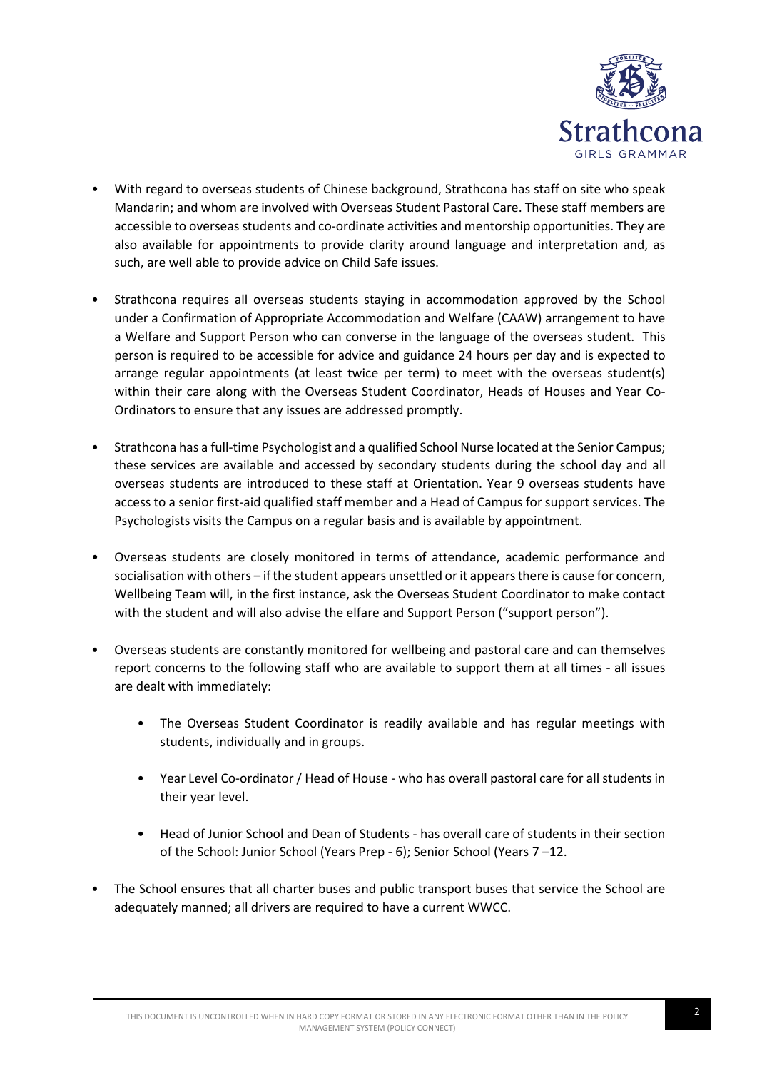- With regard to overseas students of Chinese background, Strathcona has staff on site who speak Mandarin; and whom are involved with Overseas Student Pastoral Care. These staff members are accessible to overseas students and co-ordinate activities and mentorship opportunities. They are also available for appointments to provide clarity around language and interpretation and, as such, are well able to provide advice on Child Safe issues.

- Strathcona requires all overseas students staying in accommodation approved by the School under a Confirmation of Appropriate Accommodation and Welfare (CAAW) arrangement to have a Welfare and Support Person who can converse in the language of the overseas student. This person is required to be accessible for advice and guidance 24 hours per day and is expected to arrange regular appointments (at least twice per term) to meet with the overseas student(s) within their care along with the Overseas Student Coordinator, Heads of Houses and Year Co-Ordinators to ensure that any issues are addressed promptly.

- Strathcona has a full-time Psychologist and a qualified School Nurse located at the Senior Campus; these services are available and accessed by secondary students during the school day and all overseas students are introduced to these staff at Orientation. Year 9 overseas students have access to a senior first-aid qualified staff member and a Head of Campus for support services. The Psychologists visits the Campus on a regular basis and is available by appointment.

- Overseas students are closely monitored in terms of attendance, academic performance and socialisation with others – if the student appears unsettled or it appears there is cause for concern, Wellbeing Team will, in the first instance, ask the Overseas Student Coordinator to make contact with the student and will also advise the elfare and Support Person ("support person").

- Overseas students are constantly monitored for wellbeing and pastoral care and can themselves report concerns to the following staff who are available to support them at all times - all issues are dealt with immediately:

    - The Overseas Student Coordinator is readily available and has regular meetings with students, individually and in groups.

    - Year Level Co-ordinator / Head of House - who has overall pastoral care for all students in their year level.

    - Head of Junior School and Dean of Students - has overall care of students in their section of the School: Junior School (Years Prep - 6); Senior School (Years 7 –12.

- The School ensures that all charter buses and public transport buses that service the School are adequately manned; all drivers are required to have a current WWCC.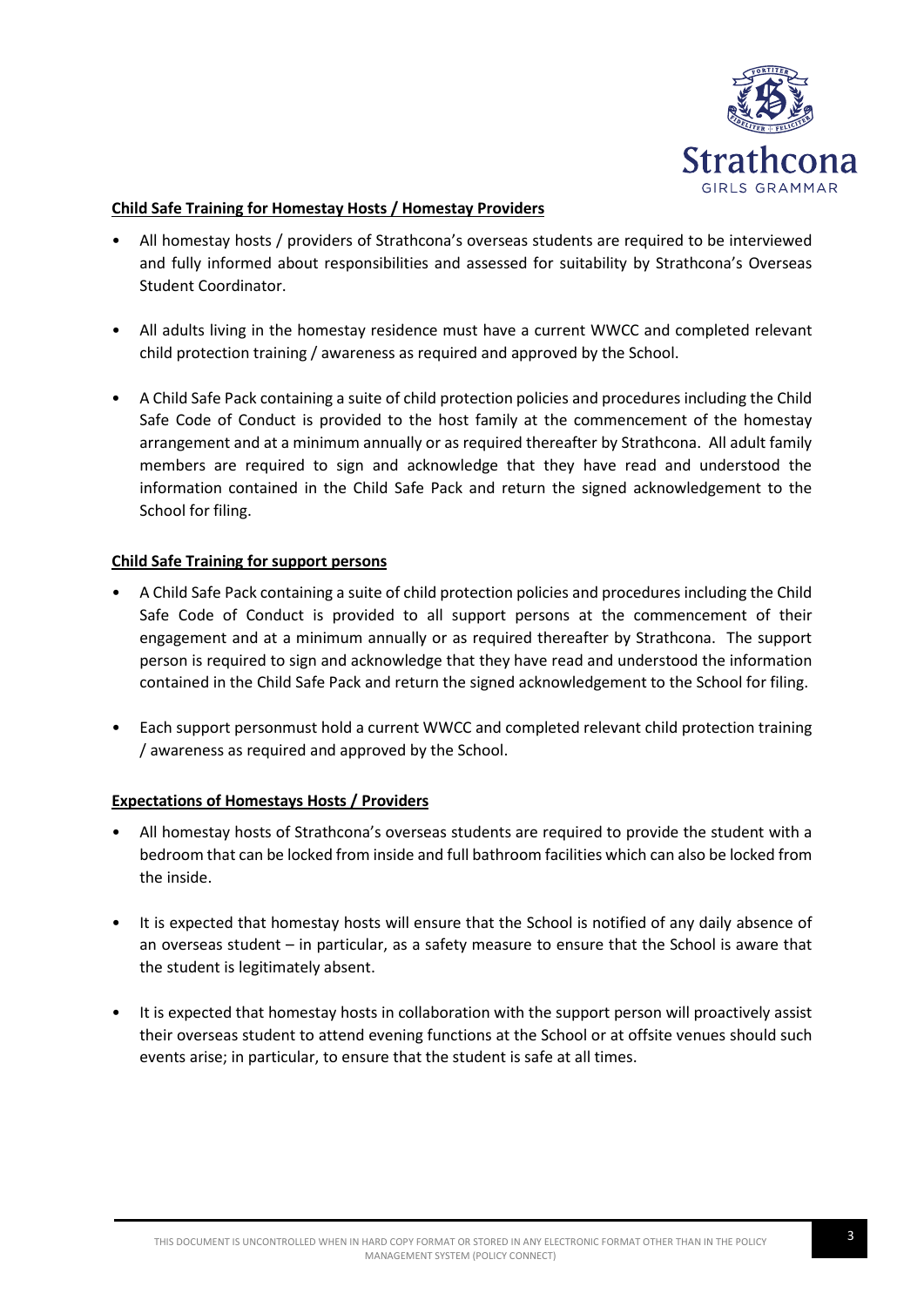**Child Safe Training for Homestay Hosts / Homestay Providers**

- All homestay hosts / providers of Strathcona's overseas students are required to be interviewed and fully informed about responsibilities and assessed for suitability by Strathcona's Overseas Student Coordinator.
- All adults living in the homestay residence must have a current WWCC and completed relevant child protection training / awareness as required and approved by the School.
- A Child Safe Pack containing a suite of child protection policies and procedures including the Child Safe Code of Conduct is provided to the host family at the commencement of the homestay arrangement and at a minimum annually or as required thereafter by Strathcona. All adult family members are required to sign and acknowledge that they have read and understood the information contained in the Child Safe Pack and return the signed acknowledgement to the School for filing.

**Child Safe Training for support persons**

- A Child Safe Pack containing a suite of child protection policies and procedures including the Child Safe Code of Conduct is provided to all support persons at the commencement of their engagement and at a minimum annually or as required thereafter by Strathcona. The support person is required to sign and acknowledge that they have read and understood the information contained in the Child Safe Pack and return the signed acknowledgement to the School for filing.
- Each support personmust hold a current WWCC and completed relevant child protection training / awareness as required and approved by the School.

**Expectations of Homestays Hosts / Providers**

- All homestay hosts of Strathcona's overseas students are required to provide the student with a bedroom that can be locked from inside and full bathroom facilities which can also be locked from the inside.
- It is expected that homestay hosts will ensure that the School is notified of any daily absence of an overseas student – in particular, as a safety measure to ensure that the School is aware that the student is legitimately absent.
- It is expected that homestay hosts in collaboration with the support person will proactively assist their overseas student to attend evening functions at the School or at offsite venues should such events arise; in particular, to ensure that the student is safe at all times.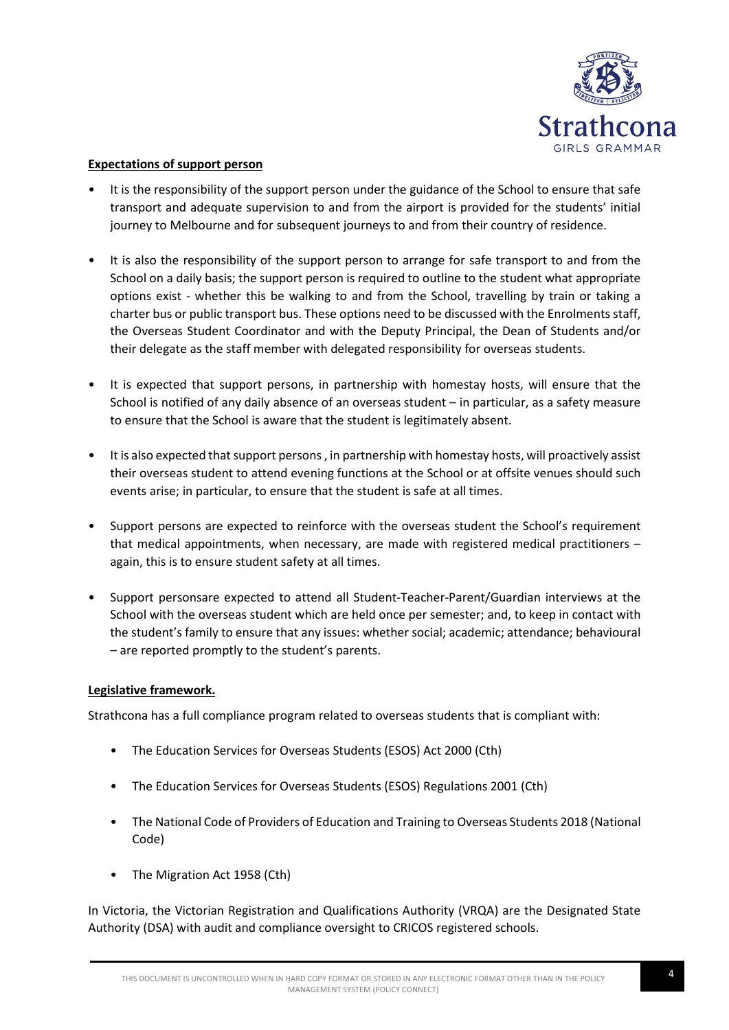**Expectations of support person**

- It is the responsibility of the support person under the guidance of the School to ensure that safe transport and adequate supervision to and from the airport is provided for the students' initial journey to Melbourne and for subsequent journeys to and from their country of residence.

- It is also the responsibility of the support person to arrange for safe transport to and from the School on a daily basis; the support person is required to outline to the student what appropriate options exist - whether this be walking to and from the School, travelling by train or taking a charter bus or public transport bus. These options need to be discussed with the Enrolments staff, the Overseas Student Coordinator and with the Deputy Principal, the Dean of Students and/or their delegate as the staff member with delegated responsibility for overseas students.

- It is expected that support persons, in partnership with homestay hosts, will ensure that the School is notified of any daily absence of an overseas student – in particular, as a safety measure to ensure that the School is aware that the student is legitimately absent.

- It is also expected that support persons , in partnership with homestay hosts, will proactively assist their overseas student to attend evening functions at the School or at offsite venues should such events arise; in particular, to ensure that the student is safe at all times.

- Support persons are expected to reinforce with the overseas student the School's requirement that medical appointments, when necessary, are made with registered medical practitioners – again, this is to ensure student safety at all times.

- Support personsare expected to attend all Student-Teacher-Parent/Guardian interviews at the School with the overseas student which are held once per semester; and, to keep in contact with the student's family to ensure that any issues: whether social; academic; attendance; behavioural – are reported promptly to the student's parents.

**Legislative framework.**

Strathcona has a full compliance program related to overseas students that is compliant with:

- The Education Services for Overseas Students (ESOS) Act 2000 (Cth)
- The Education Services for Overseas Students (ESOS) Regulations 2001 (Cth)
- The National Code of Providers of Education and Training to Overseas Students 2018 (National Code)
- The Migration Act 1958 (Cth)

In Victoria, the Victorian Registration and Qualifications Authority (VRQA) are the Designated State Authority (DSA) with audit and compliance oversight to CRICOS registered schools.